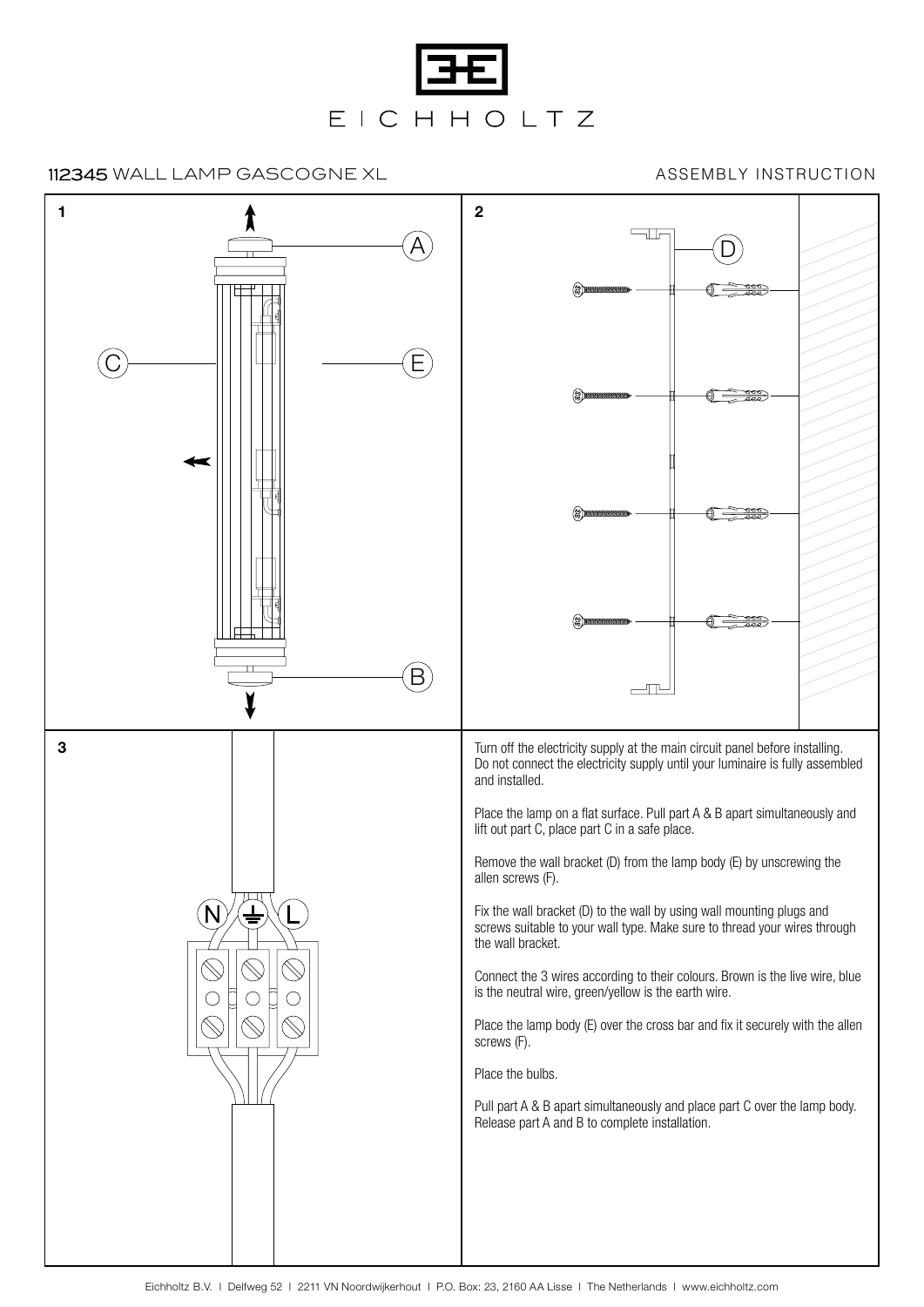# EICHHOLTZ

## 112345 WALL LAMP GASCOGNE XL

ASSEMBLY INSTRUCTION

1

A

C

E

B

2

D

3

N

L

Turn off the electricity supply at the main circuit panel before installing. Do not connect the electricity supply until your luminaire is fully assembled and installed.

Place the lamp on a flat surface. Pull part A & B apart simultaneously and lift out part C, place part C in a safe place.

Remove the wall bracket (D) from the lamp body (E) by unscrewing the allen screws (F).

Fix the wall bracket (D) to the wall by using wall mounting plugs and screws suitable to your wall type. Make sure to thread your wires through the wall bracket.

Connect the 3 wires according to their colours. Brown is the live wire, blue is the neutral wire, green/yellow is the earth wire.

Place the lamp body (E) over the cross bar and fix it securely with the allen screws (F).

Place the bulbs.

Pull part A & B apart simultaneously and place part C over the lamp body. Release part A and B to complete installation.

Eichholtz B.V. I Delfweg 52 I 2211 VN Noordwijkerhout I P.O. Box: 23, 2160 AA Lisse I The Netherlands I www.eichholtz.com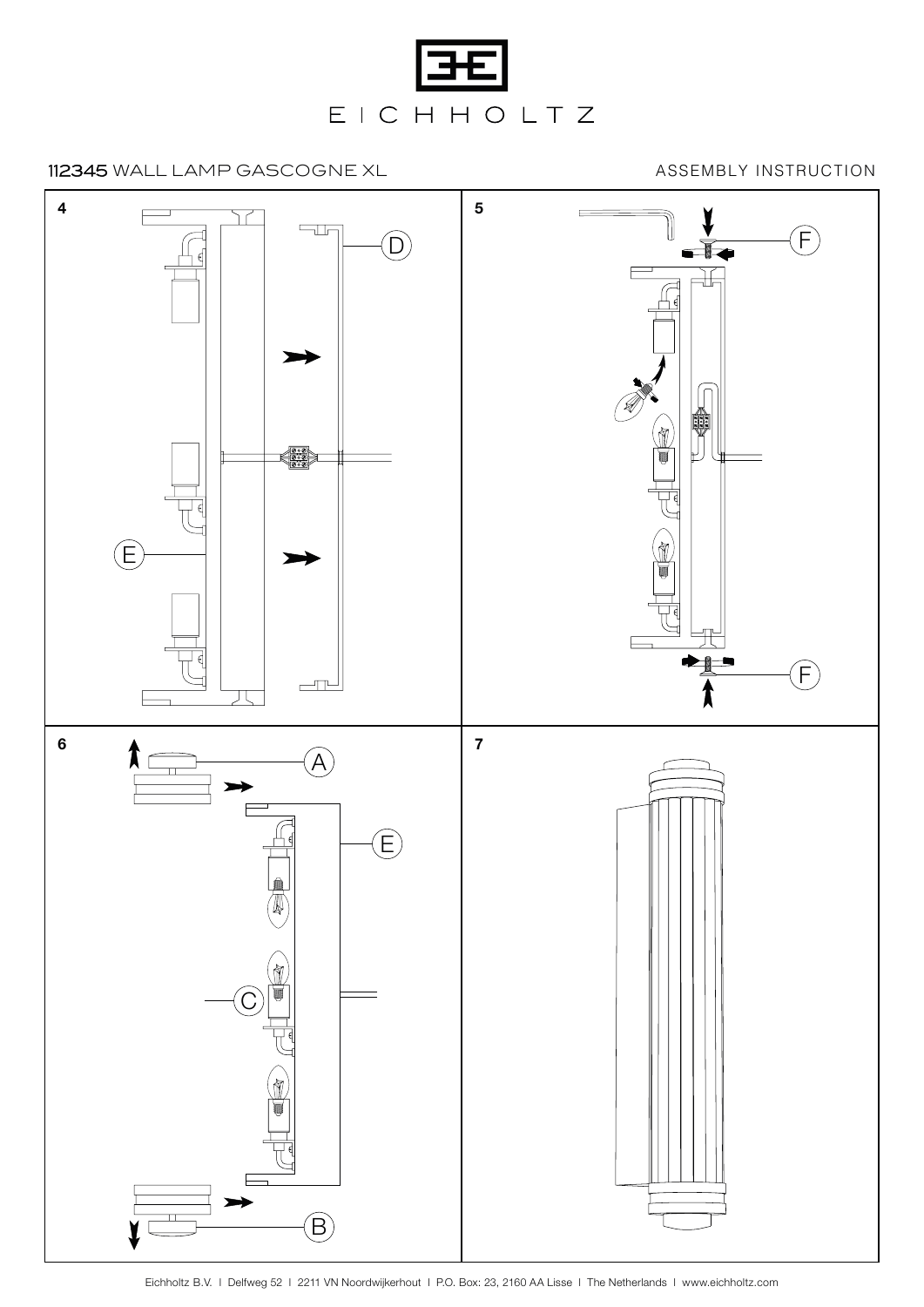# EICHHOLTZ

112345 WALL LAMP GASCOGNE XL

ASSEMBLY INSTRUCTION

4

D

E

5

F

F

6

A

E

C

B

7

Eichholtz B.V. I Delfweg 52 I 2211 VN Noordwijkerhout I P.O. Box: 23, 2160 AA Lisse I The Netherlands I www.eichholtz.com